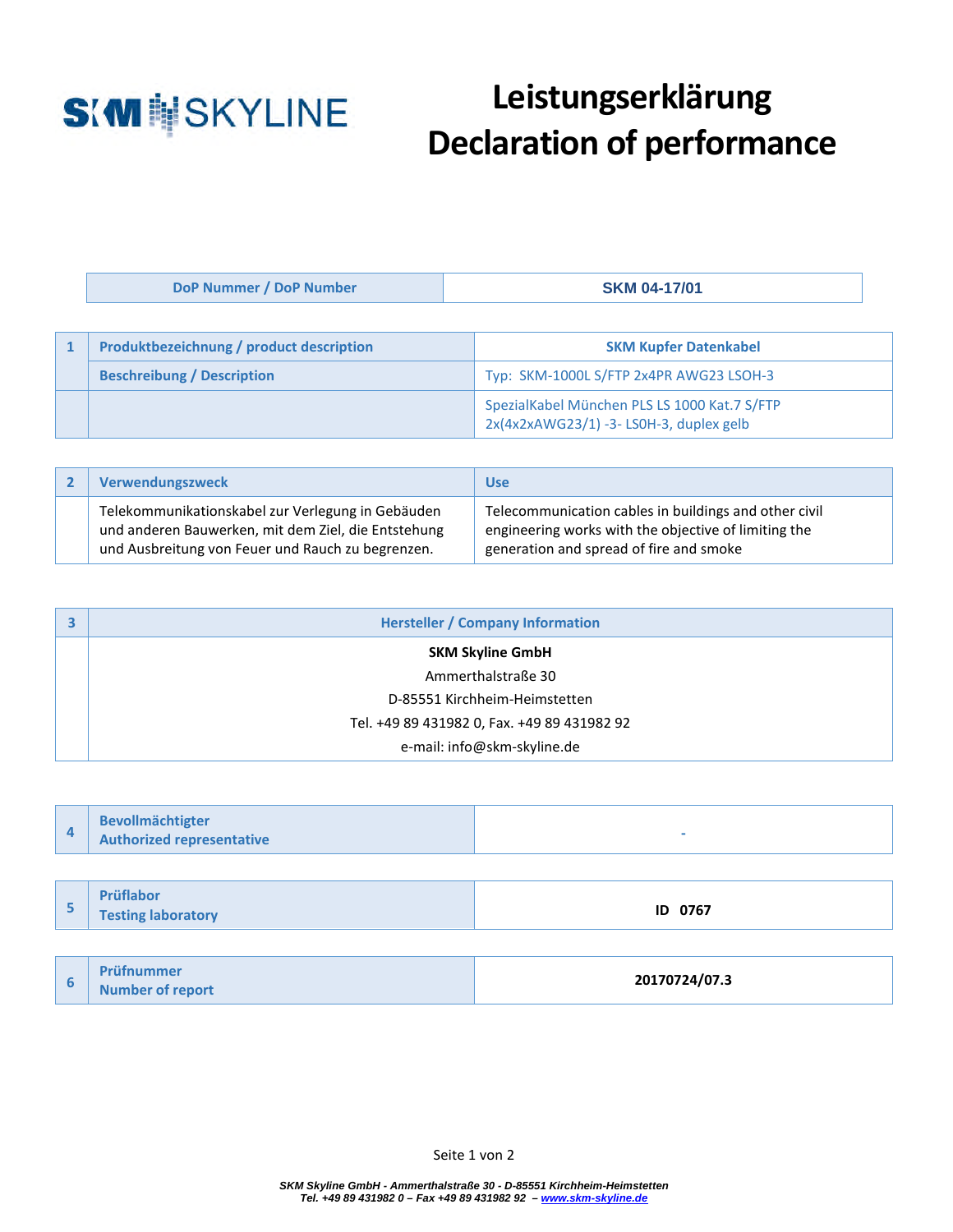# Leistungserklärung
# Declaration of performance

| DoP Nummer / DoP Number | SKM 04-17/01 |
|---|---|

| 1 | Produktbezeichnung / product description | SKM Kupfer Datenkabel |
|---|---|---|
| | Beschreibung / Description | Typ: SKM-1000L S/FTP 2x4PR AWG23 LSOH-3 |
| | | SpezialKabel München PLS LS 1000 Kat.7 S/FTP 2x(4x2xAWG23/1) -3- LS0H-3, duplex gelb |

| 2 | Verwendungszweck | Use |
|---|---|---|
| | Telekommunikationskabel zur Verlegung in Gebäuden und anderen Bauwerken, mit dem Ziel, die Entstehung und Ausbreitung von Feuer und Rauch zu begrenzen. | Telecommunication cables in buildings and other civil engineering works with the objective of limiting the generation and spread of fire and smoke |

| 3 | Hersteller / Company Information |
|---|---|
| | **SKM Skyline GmbH**<br>Ammerthalstraße 30<br>D-85551 Kirchheim-Heimstetten<br>Tel. +49 89 431982 0, Fax. +49 89 431982 92<br>e-mail: info@skm-skyline.de |

| 4 | Bevollmächtigter<br>Authorized representative | - |
|---|---|---|

| 5 | Prüflabor<br>Testing laboratory | ID 0767 |
|---|---|---|

| 6 | Prüfnummer<br>Number of report | 20170724/07.3 |
|---|---|---|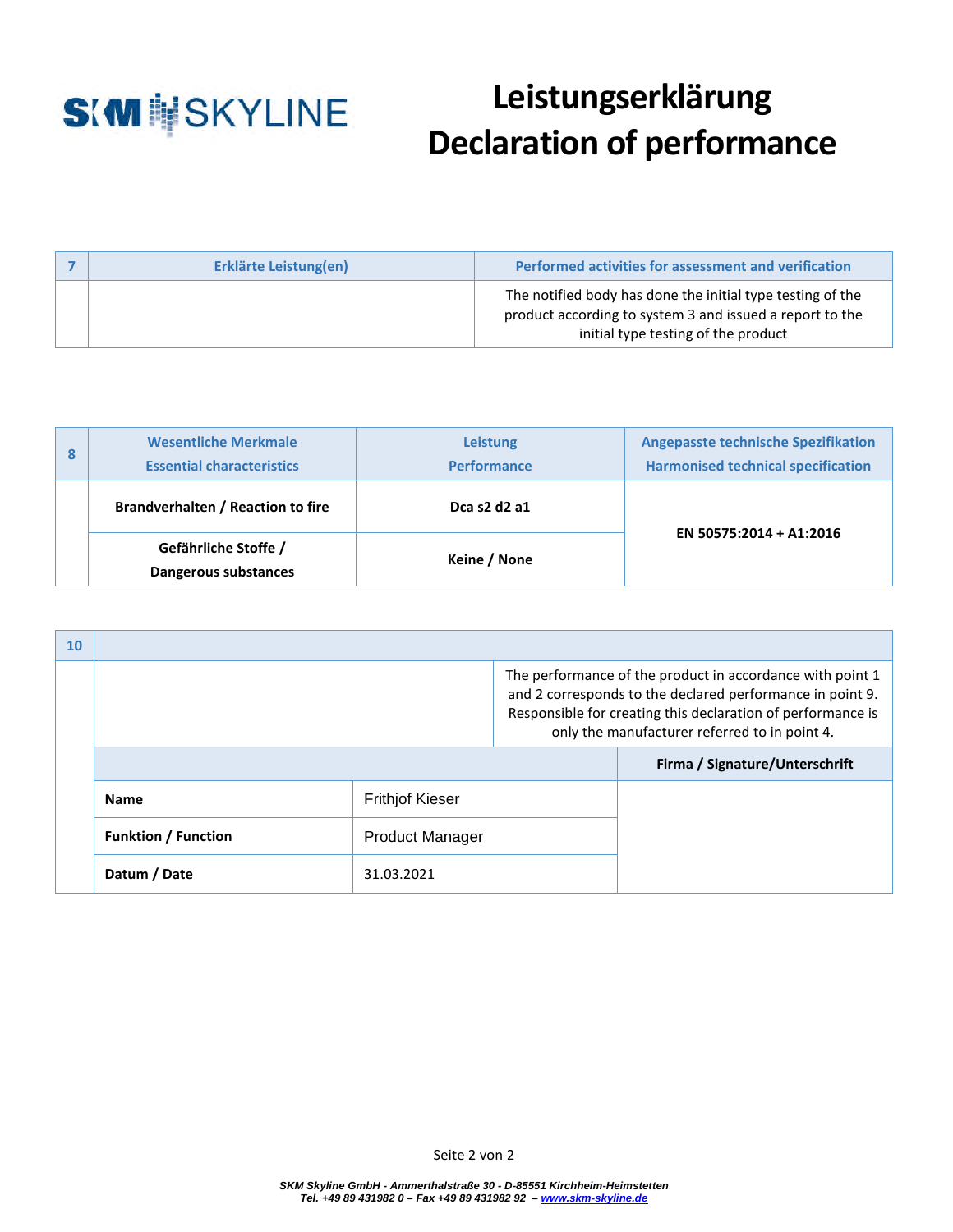# Leistungserklärung
# Declaration of performance

| 7 | Erklärte Leistung(en) | Performed activities for assessment and verification |
|---|---|---|
| | | The notified body has done the initial type testing of the product according to system 3 and issued a report to the initial type testing of the product |

| 8 | Wesentliche Merkmale<br>Essential characteristics | Leistung<br>Performance | Angepasste technische Spezifikation<br>Harmonised technical specification |
|---|---|---|---|
| | **Brandverhalten / Reaction to fire** | **Dca s2 d2 a1** | **EN 50575:2014 + A1:2016** |
| | **Gefährliche Stoffe / Dangerous substances** | **Keine / None** | |

| 10 | | | |
|---|---|---|---|
| | | | The performance of the product in accordance with point 1 and 2 corresponds to the declared performance in point 9. Responsible for creating this declaration of performance is only the manufacturer referred to in point 4. |
| | | | **Firma / Signature/Unterschrift** |
| | **Name** | Frithjof Kieser | |
| | **Funktion / Function** | Product Manager | |
| | **Datum / Date** | 31.03.2021 | |

*SKM Skyline GmbH - Ammerthalstraße 30 - D-85551 Kirchheim-Heimstetten*
*Tel. +49 89 431982 0 – Fax +49 89 431982 92 – www.skm-skyline.de*